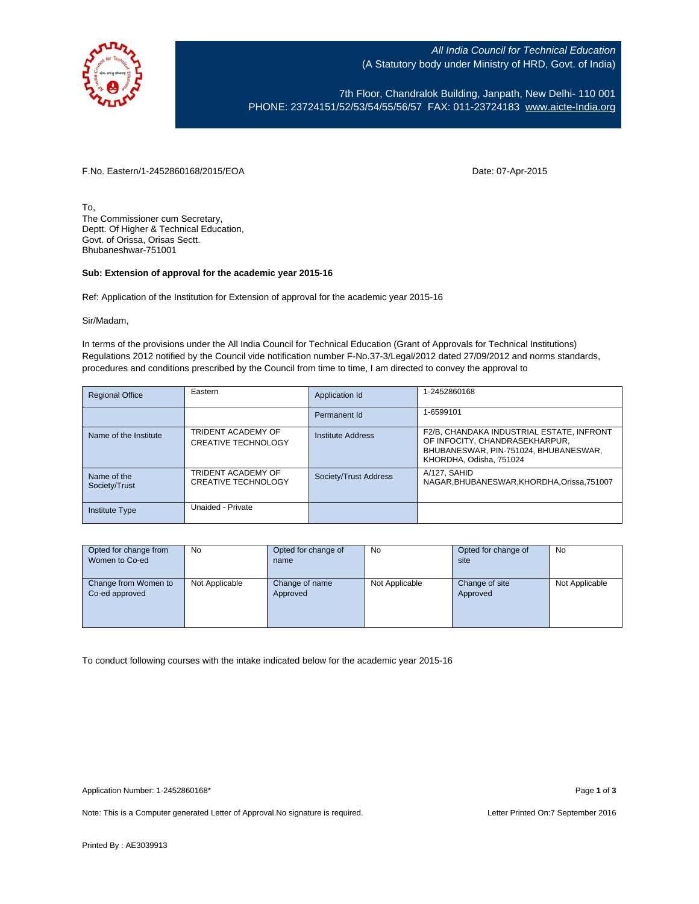*All India Council for Technical Education*
(A Statutory body under Ministry of HRD, Govt. of India)

7th Floor, Chandralok Building, Janpath, New Delhi- 110 001
PHONE: 23724151/52/53/54/55/56/57 FAX: 011-23724183 www.aicte-India.org

F.No. Eastern/1-2452860168/2015/EOA

Date: 07-Apr-2015

To,
The Commissioner cum Secretary,
Deptt. Of Higher & Technical Education,
Govt. of Orissa, Orisas Sectt.
Bhubaneshwar-751001

**Sub: Extension of approval for the academic year 2015-16**

Ref: Application of the Institution for Extension of approval for the academic year 2015-16

Sir/Madam,

In terms of the provisions under the All India Council for Technical Education (Grant of Approvals for Technical Institutions) Regulations 2012 notified by the Council vide notification number F-No.37-3/Legal/2012 dated 27/09/2012 and norms standards, procedures and conditions prescribed by the Council from time to time, I am directed to convey the approval to

| Regional Office | Eastern | Application Id | 1-2452860168 |
|---|---|---|---|
| | | Permanent Id | 1-6599101 |
| Name of the Institute | TRIDENT ACADEMY OF CREATIVE TECHNOLOGY | Institute Address | F2/B, CHANDAKA INDUSTRIAL ESTATE, INFRONT OF INFOCITY, CHANDRASEKHARPUR, BHUBANESWAR, PIN-751024, BHUBANESWAR, KHORDHA, Odisha, 751024 |
| Name of the Society/Trust | TRIDENT ACADEMY OF CREATIVE TECHNOLOGY | Society/Trust Address | A/127, SAHID NAGAR,BHUBANESWAR,KHORDHA,Orissa,751007 |
| Institute Type | Unaided - Private | | |

| Opted for change from Women to Co-ed | No | Opted for change of name | No | Opted for change of site | No |
|---|---|---|---|---|---|
| Change from Women to Co-ed approved | Not Applicable | Change of name Approved | Not Applicable | Change of site Approved | Not Applicable |

To conduct following courses with the intake indicated below for the academic year 2015-16

Application Number: 1-2452860168*

Note: This is a Computer generated Letter of Approval.No signature is required.

Letter Printed On:7 September 2016

Printed By : AE3039913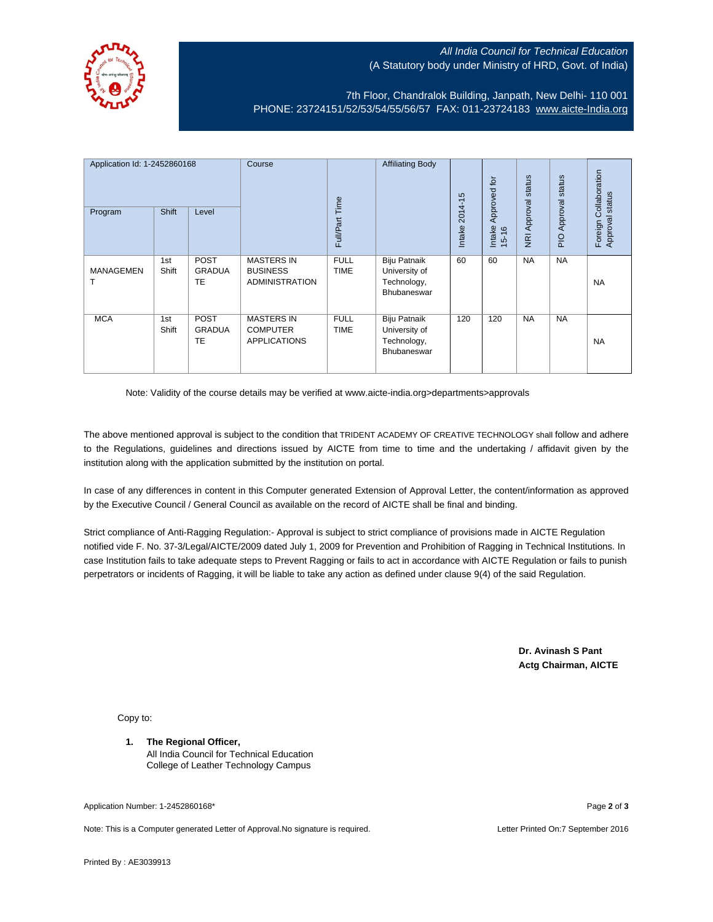*All India Council for Technical Education*
(A Statutory body under Ministry of HRD, Govt. of India)

7th Floor, Chandralok Building, Janpath, New Delhi- 110 001
PHONE: 23724151/52/53/54/55/56/57 FAX: 011-23724183 www.aicte-India.org

| Application Id: 1-2452860168 | | | Course | Full/Part Time | Affiliating Body | Intake 2014-15 | Intake Approved for 15-16 | NRI Approval status | PIO Approval status | Foreign Collaboration Approval status |
|---|---|---|---|---|---|---|---|---|---|---|
| Program | Shift | Level | | | | | | | | |
| MANAGEMENT | 1st Shift | POST GRADUATE | MASTERS IN BUSINESS ADMINISTRATION | FULL TIME | Biju Patnaik University of Technology, Bhubaneswar | 60 | 60 | NA | NA | NA |
| MCA | 1st Shift | POST GRADUATE | MASTERS IN COMPUTER APPLICATIONS | FULL TIME | Biju Patnaik University of Technology, Bhubaneswar | 120 | 120 | NA | NA | NA |

Note: Validity of the course details may be verified at www.aicte-india.org>departments>approvals

The above mentioned approval is subject to the condition that TRIDENT ACADEMY OF CREATIVE TECHNOLOGY shall follow and adhere to the Regulations, guidelines and directions issued by AICTE from time to time and the undertaking / affidavit given by the institution along with the application submitted by the institution on portal.

In case of any differences in content in this Computer generated Extension of Approval Letter, the content/information as approved by the Executive Council / General Council as available on the record of AICTE shall be final and binding.

Strict compliance of Anti-Ragging Regulation:- Approval is subject to strict compliance of provisions made in AICTE Regulation notified vide F. No. 37-3/Legal/AICTE/2009 dated July 1, 2009 for Prevention and Prohibition of Ragging in Technical Institutions. In case Institution fails to take adequate steps to Prevent Ragging or fails to act in accordance with AICTE Regulation or fails to punish perpetrators or incidents of Ragging, it will be liable to take any action as defined under clause 9(4) of the said Regulation.

**Dr. Avinash S Pant**
**Actg Chairman, AICTE**

Copy to:

1. **The Regional Officer,**
   All India Council for Technical Education
   College of Leather Technology Campus

Application Number: 1-2452860168*

Note: This is a Computer generated Letter of Approval.No signature is required.

Letter Printed On:7 September 2016

Printed By : AE3039913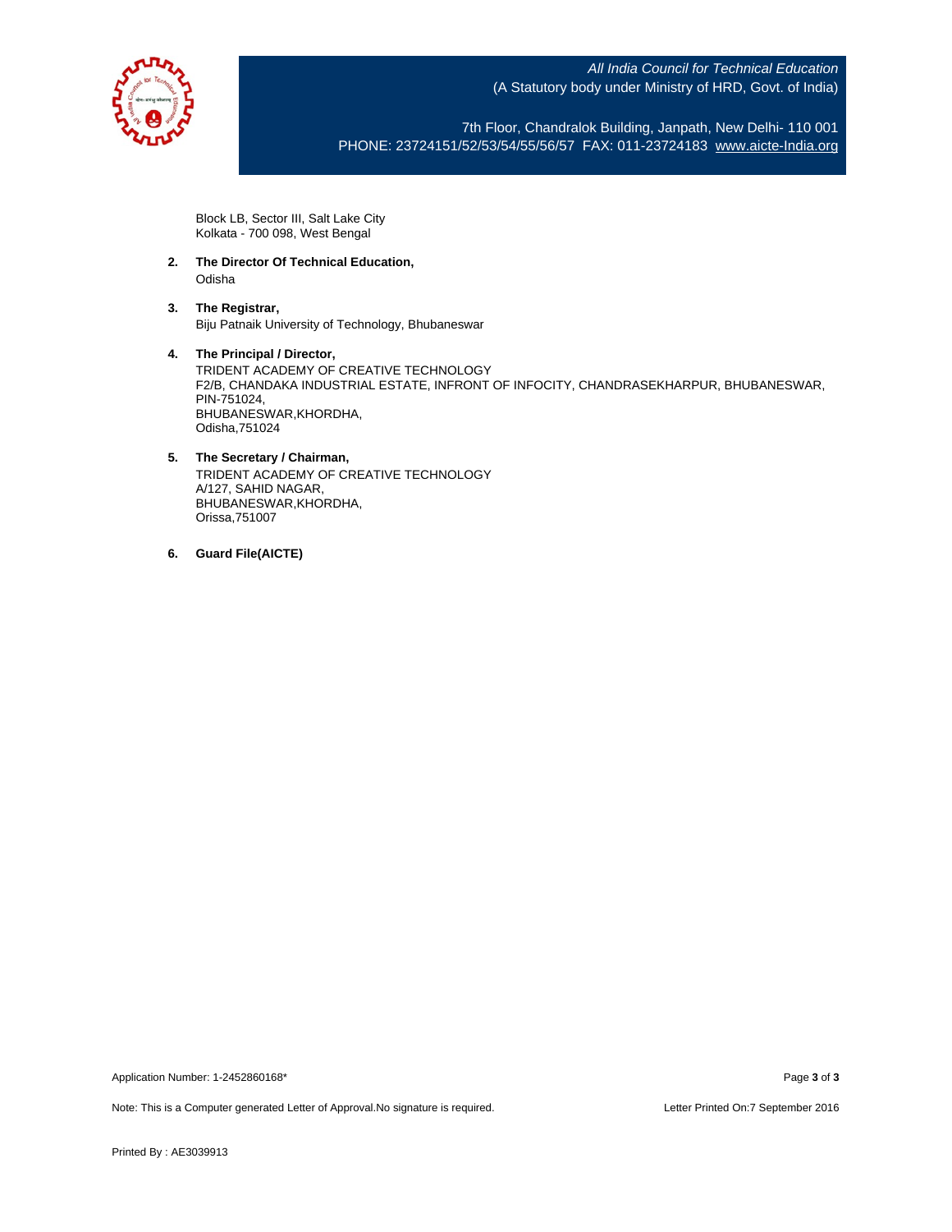Block LB, Sector III, Salt Lake City
Kolkata - 700 098, West Bengal

2. **The Director Of Technical Education,**
   Odisha

3. **The Registrar,**
   Biju Patnaik University of Technology, Bhubaneswar

4. **The Principal / Director,**
   TRIDENT ACADEMY OF CREATIVE TECHNOLOGY
   F2/B, CHANDAKA INDUSTRIAL ESTATE, INFRONT OF INFOCITY, CHANDRASEKHARPUR, BHUBANESWAR, PIN-751024,
   BHUBANESWAR,KHORDHA,
   Odisha,751024

5. **The Secretary / Chairman,**
   TRIDENT ACADEMY OF CREATIVE TECHNOLOGY
   A/127, SAHID NAGAR,
   BHUBANESWAR,KHORDHA,
   Orissa,751007

6. **Guard File(AICTE)**

Application Number: 1-2452860168*

Note: This is a Computer generated Letter of Approval.No signature is required.

Letter Printed On:7 September 2016

Printed By : AE3039913